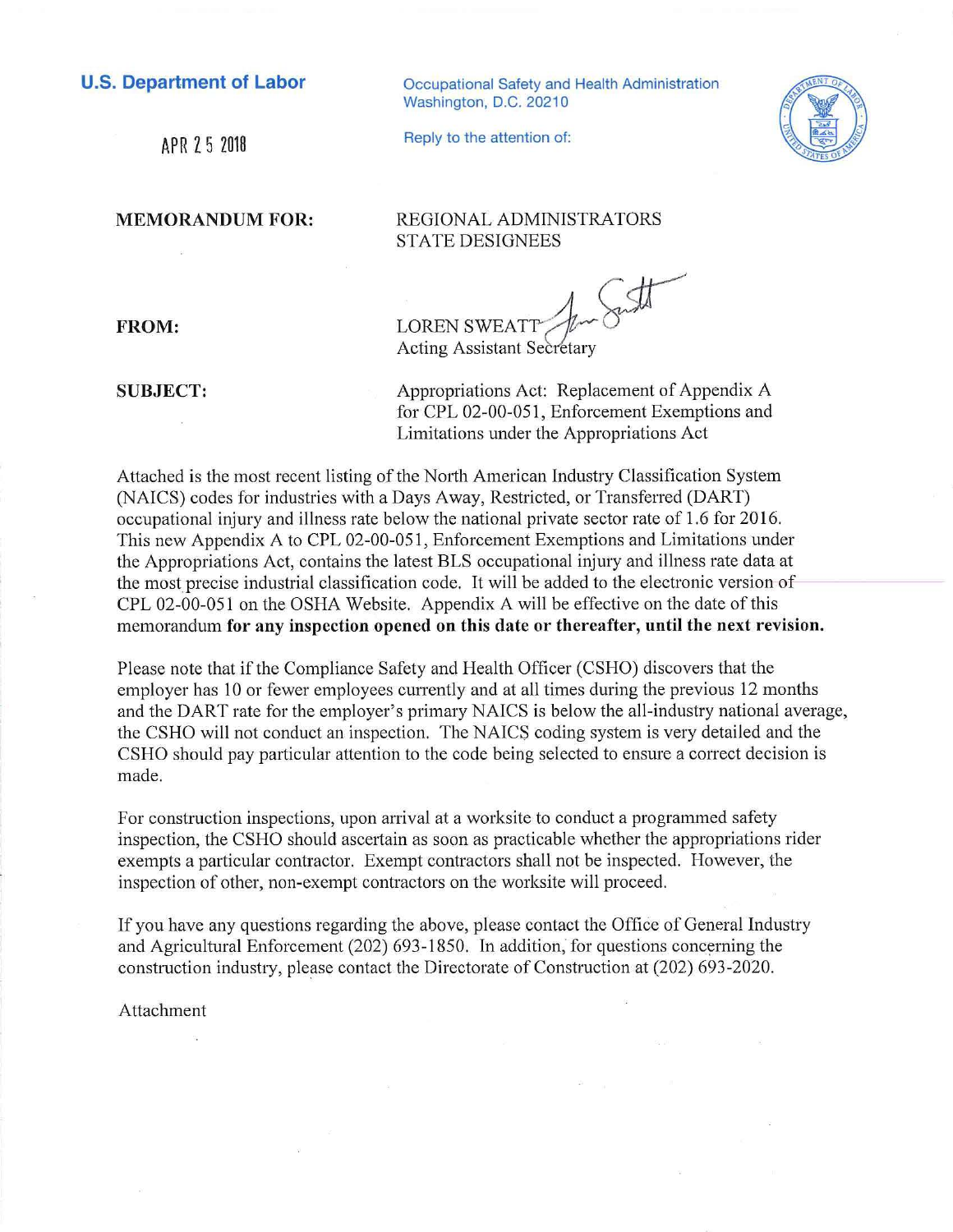**U.S. Department of Labor**

Occupational Safety and Health Administration
Washington, D.C. 20210

APR 25 2018

Reply to the attention of:

**MEMORANDUM FOR:** REGIONAL ADMINISTRATORS
STATE DESIGNEES

**FROM:** LOREN SWEATT
Acting Assistant Secretary

**SUBJECT:** Appropriations Act: Replacement of Appendix A for CPL 02-00-051, Enforcement Exemptions and Limitations under the Appropriations Act

Attached is the most recent listing of the North American Industry Classification System (NAICS) codes for industries with a Days Away, Restricted, or Transferred (DART) occupational injury and illness rate below the national private sector rate of 1.6 for 2016. This new Appendix A to CPL 02-00-051, Enforcement Exemptions and Limitations under the Appropriations Act, contains the latest BLS occupational injury and illness rate data at the most precise industrial classification code. It will be added to the electronic version of CPL 02-00-051 on the OSHA Website. Appendix A will be effective on the date of this memorandum **for any inspection opened on this date or thereafter, until the next revision.**

Please note that if the Compliance Safety and Health Officer (CSHO) discovers that the employer has 10 or fewer employees currently and at all times during the previous 12 months and the DART rate for the employer's primary NAICS is below the all-industry national average, the CSHO will not conduct an inspection. The NAICS coding system is very detailed and the CSHO should pay particular attention to the code being selected to ensure a correct decision is made.

For construction inspections, upon arrival at a worksite to conduct a programmed safety inspection, the CSHO should ascertain as soon as practicable whether the appropriations rider exempts a particular contractor. Exempt contractors shall not be inspected. However, the inspection of other, non-exempt contractors on the worksite will proceed.

If you have any questions regarding the above, please contact the Office of General Industry and Agricultural Enforcement (202) 693-1850. In addition, for questions concerning the construction industry, please contact the Directorate of Construction at (202) 693-2020.

Attachment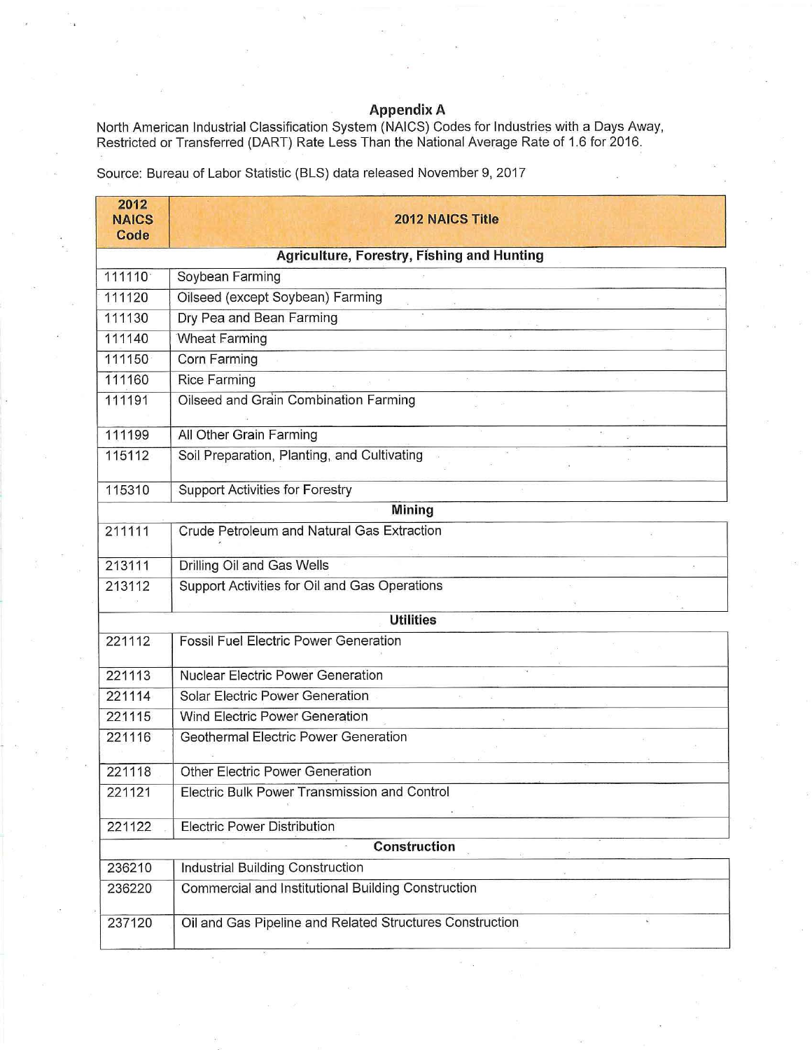## Appendix A

North American Industrial Classification System (NAICS) Codes for Industries with a Days Away, Restricted or Transferred (DART) Rate Less Than the National Average Rate of 1.6 for 2016.

Source: Bureau of Labor Statistic (BLS) data released November 9, 2017

| 2012 NAICS Code | 2012 NAICS Title |
|---|---|
| **Agriculture, Forestry, Fishing and Hunting** | |
| 111110 | Soybean Farming |
| 111120 | Oilseed (except Soybean) Farming |
| 111130 | Dry Pea and Bean Farming |
| 111140 | Wheat Farming |
| 111150 | Corn Farming |
| 111160 | Rice Farming |
| 111191 | Oilseed and Grain Combination Farming |
| 111199 | All Other Grain Farming |
| 115112 | Soil Preparation, Planting, and Cultivating |
| 115310 | Support Activities for Forestry |
| **Mining** | |
| 211111 | Crude Petroleum and Natural Gas Extraction |
| 213111 | Drilling Oil and Gas Wells |
| 213112 | Support Activities for Oil and Gas Operations |
| **Utilities** | |
| 221112 | Fossil Fuel Electric Power Generation |
| 221113 | Nuclear Electric Power Generation |
| 221114 | Solar Electric Power Generation |
| 221115 | Wind Electric Power Generation |
| 221116 | Geothermal Electric Power Generation |
| 221118 | Other Electric Power Generation |
| 221121 | Electric Bulk Power Transmission and Control |
| 221122 | Electric Power Distribution |
| **Construction** | |
| 236210 | Industrial Building Construction |
| 236220 | Commercial and Institutional Building Construction |
| 237120 | Oil and Gas Pipeline and Related Structures Construction |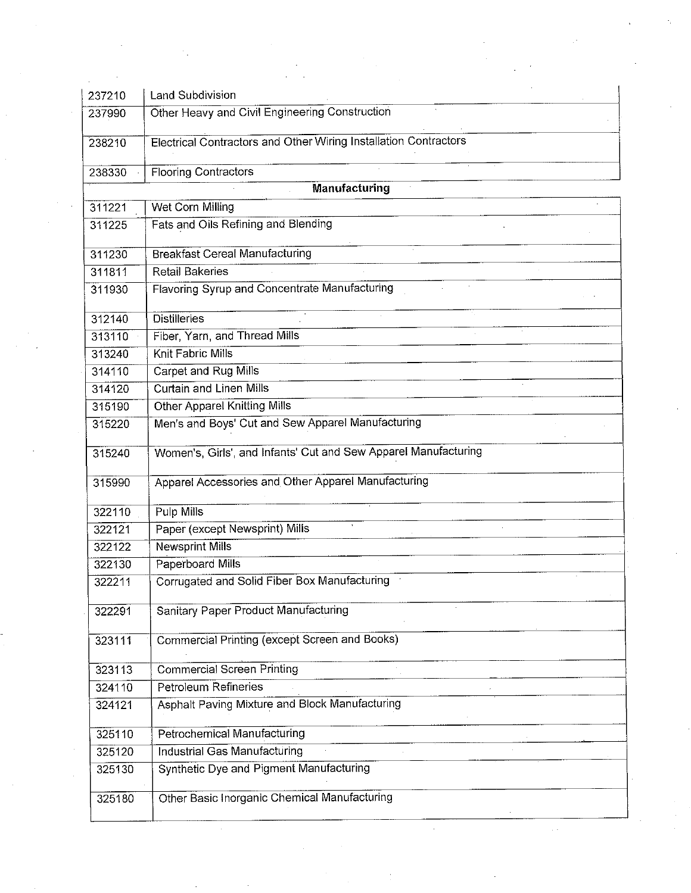| | |
|---|---|
| 237210 | Land Subdivision |
| 237990 | Other Heavy and Civil Engineering Construction |
| 238210 | Electrical Contractors and Other Wiring Installation Contractors |
| 238330 | Flooring Contractors |
| | **Manufacturing** |
| 311221 | Wet Corn Milling |
| 311225 | Fats and Oils Refining and Blending |
| 311230 | Breakfast Cereal Manufacturing |
| 311811 | Retail Bakeries |
| 311930 | Flavoring Syrup and Concentrate Manufacturing |
| 312140 | Distilleries |
| 313110 | Fiber, Yarn, and Thread Mills |
| 313240 | Knit Fabric Mills |
| 314110 | Carpet and Rug Mills |
| 314120 | Curtain and Linen Mills |
| 315190 | Other Apparel Knitting Mills |
| 315220 | Men's and Boys' Cut and Sew Apparel Manufacturing |
| 315240 | Women's, Girls', and Infants' Cut and Sew Apparel Manufacturing |
| 315990 | Apparel Accessories and Other Apparel Manufacturing |
| 322110 | Pulp Mills |
| 322121 | Paper (except Newsprint) Mills |
| 322122 | Newsprint Mills |
| 322130 | Paperboard Mills |
| 322211 | Corrugated and Solid Fiber Box Manufacturing |
| 322291 | Sanitary Paper Product Manufacturing |
| 323111 | Commercial Printing (except Screen and Books) |
| 323113 | Commercial Screen Printing |
| 324110 | Petroleum Refineries |
| 324121 | Asphalt Paving Mixture and Block Manufacturing |
| 325110 | Petrochemical Manufacturing |
| 325120 | Industrial Gas Manufacturing |
| 325130 | Synthetic Dye and Pigment Manufacturing |
| 325180 | Other Basic Inorganic Chemical Manufacturing |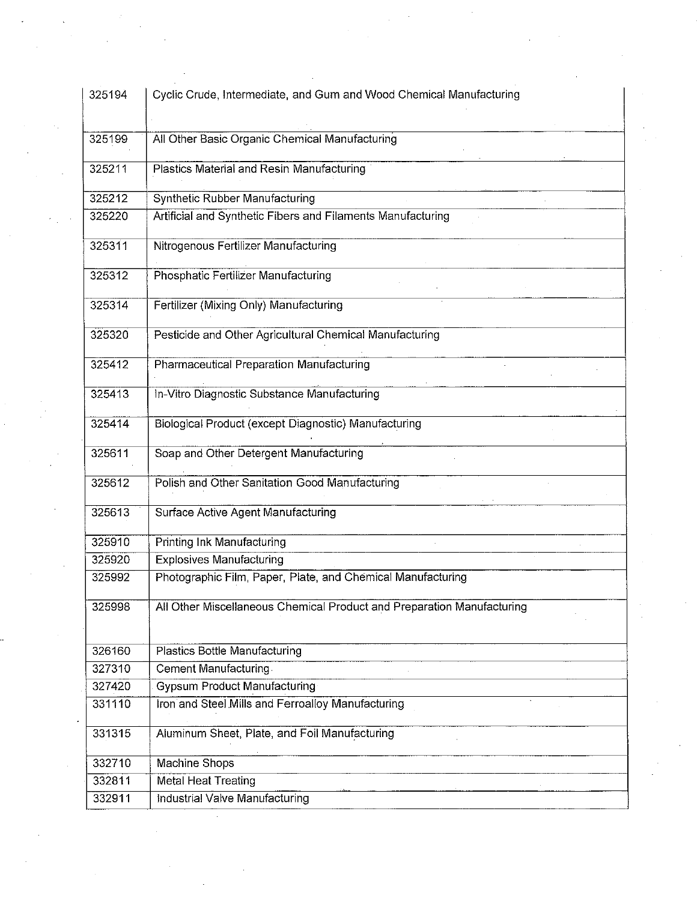| 325194 | Cyclic Crude, Intermediate, and Gum and Wood Chemical Manufacturing |
|---|---|
| 325199 | All Other Basic Organic Chemical Manufacturing |
| 325211 | Plastics Material and Resin Manufacturing |
| 325212 | Synthetic Rubber Manufacturing |
| 325220 | Artificial and Synthetic Fibers and Filaments Manufacturing |
| 325311 | Nitrogenous Fertilizer Manufacturing |
| 325312 | Phosphatic Fertilizer Manufacturing |
| 325314 | Fertilizer (Mixing Only) Manufacturing |
| 325320 | Pesticide and Other Agricultural Chemical Manufacturing |
| 325412 | Pharmaceutical Preparation Manufacturing |
| 325413 | In-Vitro Diagnostic Substance Manufacturing |
| 325414 | Biological Product (except Diagnostic) Manufacturing |
| 325611 | Soap and Other Detergent Manufacturing |
| 325612 | Polish and Other Sanitation Good Manufacturing |
| 325613 | Surface Active Agent Manufacturing |
| 325910 | Printing Ink Manufacturing |
| 325920 | Explosives Manufacturing |
| 325992 | Photographic Film, Paper, Plate, and Chemical Manufacturing |
| 325998 | All Other Miscellaneous Chemical Product and Preparation Manufacturing |
| 326160 | Plastics Bottle Manufacturing |
| 327310 | Cement Manufacturing |
| 327420 | Gypsum Product Manufacturing |
| 331110 | Iron and Steel Mills and Ferroalloy Manufacturing |
| 331315 | Aluminum Sheet, Plate, and Foil Manufacturing |
| 332710 | Machine Shops |
| 332811 | Metal Heat Treating |
| 332911 | Industrial Valve Manufacturing |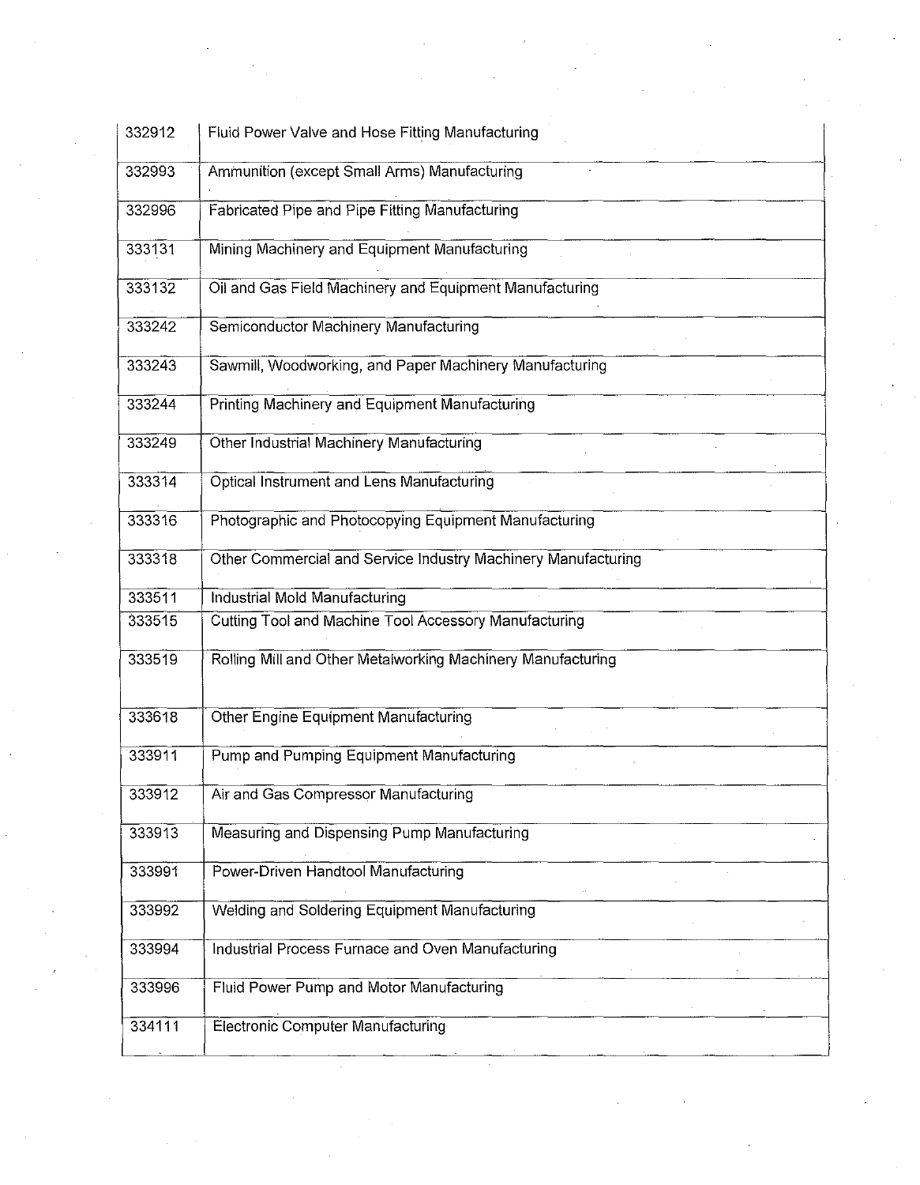| | |
|---|---|
| 332912 | Fluid Power Valve and Hose Fitting Manufacturing |
| 332993 | Ammunition (except Small Arms) Manufacturing |
| 332996 | Fabricated Pipe and Pipe Fitting Manufacturing |
| 333131 | Mining Machinery and Equipment Manufacturing |
| 333132 | Oil and Gas Field Machinery and Equipment Manufacturing |
| 333242 | Semiconductor Machinery Manufacturing |
| 333243 | Sawmill, Woodworking, and Paper Machinery Manufacturing |
| 333244 | Printing Machinery and Equipment Manufacturing |
| 333249 | Other Industrial Machinery Manufacturing |
| 333314 | Optical Instrument and Lens Manufacturing |
| 333316 | Photographic and Photocopying Equipment Manufacturing |
| 333318 | Other Commercial and Service Industry Machinery Manufacturing |
| 333511 | Industrial Mold Manufacturing |
| 333515 | Cutting Tool and Machine Tool Accessory Manufacturing |
| 333519 | Rolling Mill and Other Metalworking Machinery Manufacturing |
| 333618 | Other Engine Equipment Manufacturing |
| 333911 | Pump and Pumping Equipment Manufacturing |
| 333912 | Air and Gas Compressor Manufacturing |
| 333913 | Measuring and Dispensing Pump Manufacturing |
| 333991 | Power-Driven Handtool Manufacturing |
| 333992 | Welding and Soldering Equipment Manufacturing |
| 333994 | Industrial Process Furnace and Oven Manufacturing |
| 333996 | Fluid Power Pump and Motor Manufacturing |
| 334111 | Electronic Computer Manufacturing |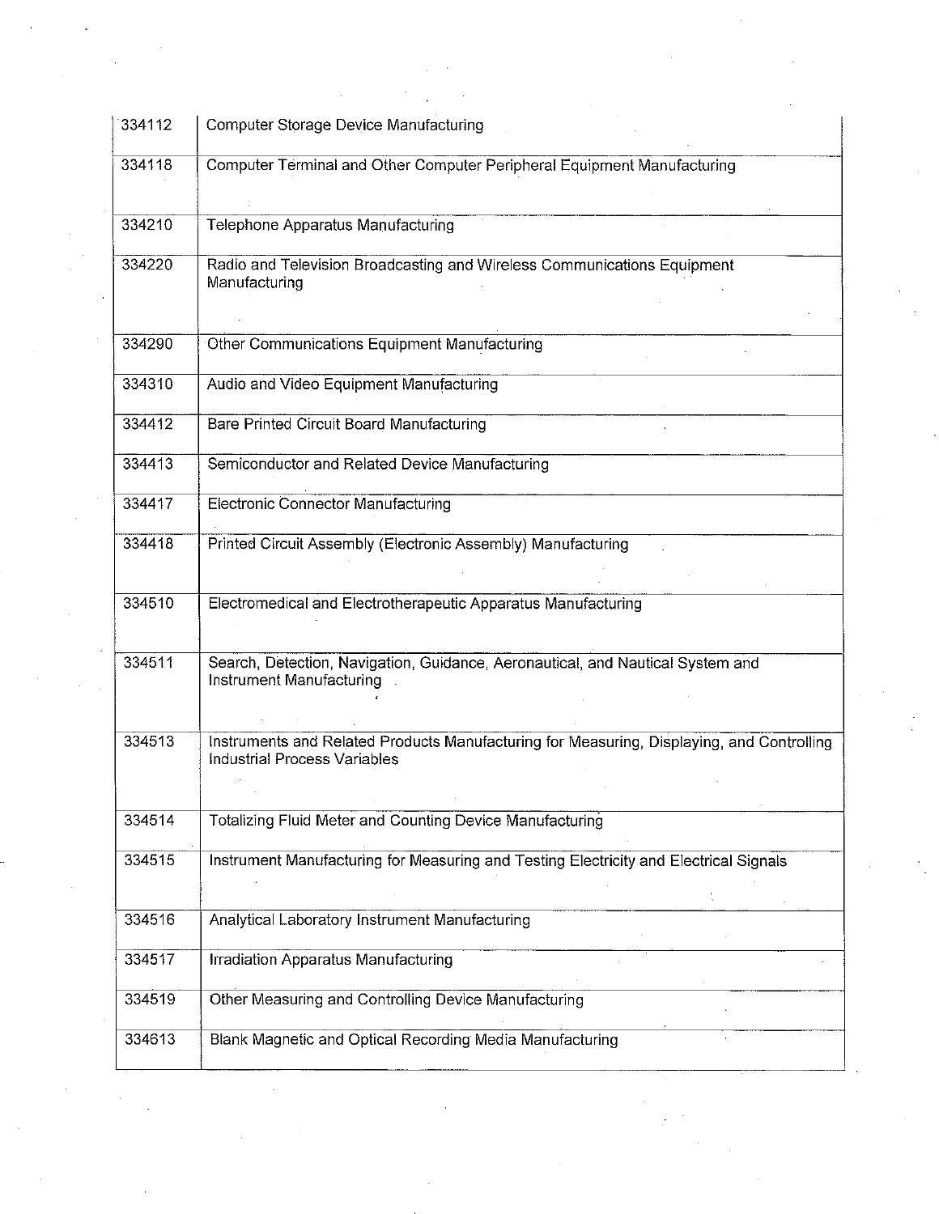| 334112 | Computer Storage Device Manufacturing |
|---|---|
| 334118 | Computer Terminal and Other Computer Peripheral Equipment Manufacturing |
| 334210 | Telephone Apparatus Manufacturing |
| 334220 | Radio and Television Broadcasting and Wireless Communications Equipment Manufacturing |
| 334290 | Other Communications Equipment Manufacturing |
| 334310 | Audio and Video Equipment Manufacturing |
| 334412 | Bare Printed Circuit Board Manufacturing |
| 334413 | Semiconductor and Related Device Manufacturing |
| 334417 | Electronic Connector Manufacturing |
| 334418 | Printed Circuit Assembly (Electronic Assembly) Manufacturing |
| 334510 | Electromedical and Electrotherapeutic Apparatus Manufacturing |
| 334511 | Search, Detection, Navigation, Guidance, Aeronautical, and Nautical System and Instrument Manufacturing |
| 334513 | Instruments and Related Products Manufacturing for Measuring, Displaying, and Controlling Industrial Process Variables |
| 334514 | Totalizing Fluid Meter and Counting Device Manufacturing |
| 334515 | Instrument Manufacturing for Measuring and Testing Electricity and Electrical Signals |
| 334516 | Analytical Laboratory Instrument Manufacturing |
| 334517 | Irradiation Apparatus Manufacturing |
| 334519 | Other Measuring and Controlling Device Manufacturing |
| 334613 | Blank Magnetic and Optical Recording Media Manufacturing |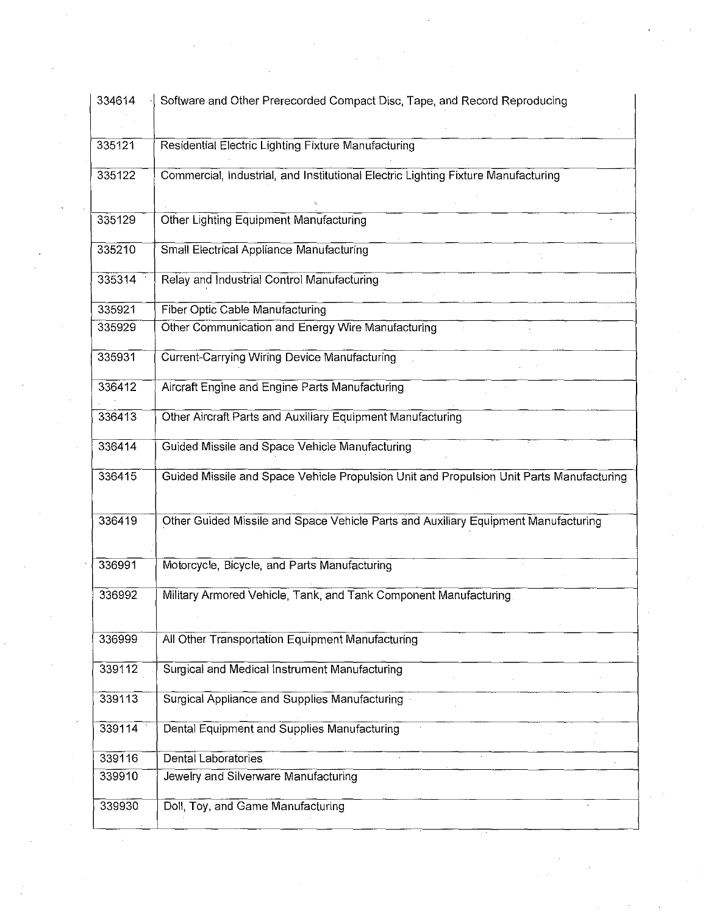| | |
|---|---|
| 334614 | Software and Other Prerecorded Compact Disc, Tape, and Record Reproducing |
| 335121 | Residential Electric Lighting Fixture Manufacturing |
| 335122 | Commercial, Industrial, and Institutional Electric Lighting Fixture Manufacturing |
| 335129 | Other Lighting Equipment Manufacturing |
| 335210 | Small Electrical Appliance Manufacturing |
| 335314 | Relay and Industrial Control Manufacturing |
| 335921 | Fiber Optic Cable Manufacturing |
| 335929 | Other Communication and Energy Wire Manufacturing |
| 335931 | Current-Carrying Wiring Device Manufacturing |
| 336412 | Aircraft Engine and Engine Parts Manufacturing |
| 336413 | Other Aircraft Parts and Auxiliary Equipment Manufacturing |
| 336414 | Guided Missile and Space Vehicle Manufacturing |
| 336415 | Guided Missile and Space Vehicle Propulsion Unit and Propulsion Unit Parts Manufacturing |
| 336419 | Other Guided Missile and Space Vehicle Parts and Auxiliary Equipment Manufacturing |
| 336991 | Motorcycle, Bicycle, and Parts Manufacturing |
| 336992 | Military Armored Vehicle, Tank, and Tank Component Manufacturing |
| 336999 | All Other Transportation Equipment Manufacturing |
| 339112 | Surgical and Medical Instrument Manufacturing |
| 339113 | Surgical Appliance and Supplies Manufacturing |
| 339114 | Dental Equipment and Supplies Manufacturing |
| 339116 | Dental Laboratories |
| 339910 | Jewelry and Silverware Manufacturing |
| 339930 | Doll, Toy, and Game Manufacturing |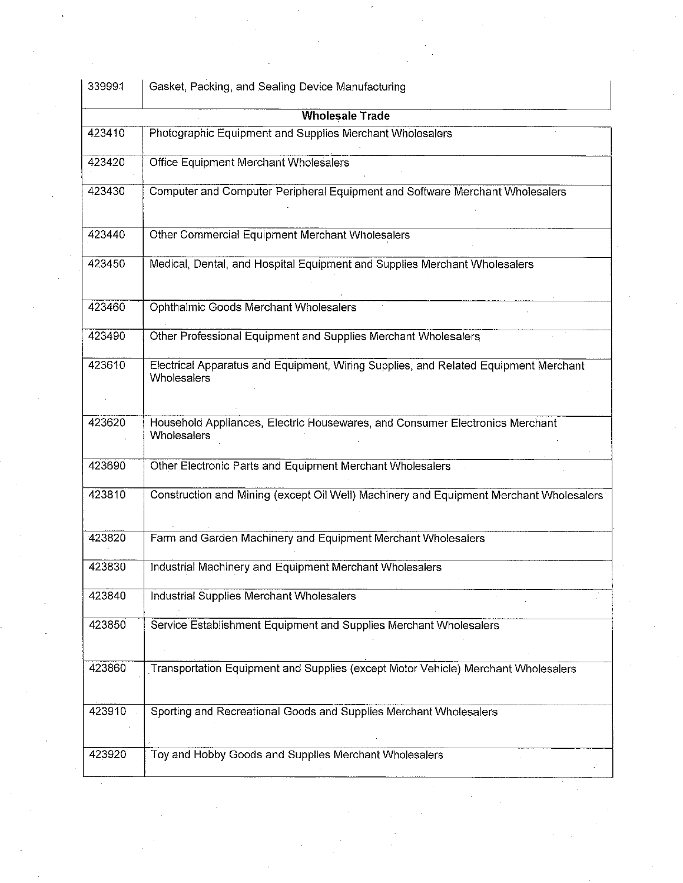| | |
|---|---|
| 339991 | Gasket, Packing, and Sealing Device Manufacturing |
| **Wholesale Trade** | |
| 423410 | Photographic Equipment and Supplies Merchant Wholesalers |
| 423420 | Office Equipment Merchant Wholesalers |
| 423430 | Computer and Computer Peripheral Equipment and Software Merchant Wholesalers |
| 423440 | Other Commercial Equipment Merchant Wholesalers |
| 423450 | Medical, Dental, and Hospital Equipment and Supplies Merchant Wholesalers |
| 423460 | Ophthalmic Goods Merchant Wholesalers |
| 423490 | Other Professional Equipment and Supplies Merchant Wholesalers |
| 423610 | Electrical Apparatus and Equipment, Wiring Supplies, and Related Equipment Merchant Wholesalers |
| 423620 | Household Appliances, Electric Housewares, and Consumer Electronics Merchant Wholesalers |
| 423690 | Other Electronic Parts and Equipment Merchant Wholesalers |
| 423810 | Construction and Mining (except Oil Well) Machinery and Equipment Merchant Wholesalers |
| 423820 | Farm and Garden Machinery and Equipment Merchant Wholesalers |
| 423830 | Industrial Machinery and Equipment Merchant Wholesalers |
| 423840 | Industrial Supplies Merchant Wholesalers |
| 423850 | Service Establishment Equipment and Supplies Merchant Wholesalers |
| 423860 | Transportation Equipment and Supplies (except Motor Vehicle) Merchant Wholesalers |
| 423910 | Sporting and Recreational Goods and Supplies Merchant Wholesalers |
| 423920 | Toy and Hobby Goods and Supplies Merchant Wholesalers |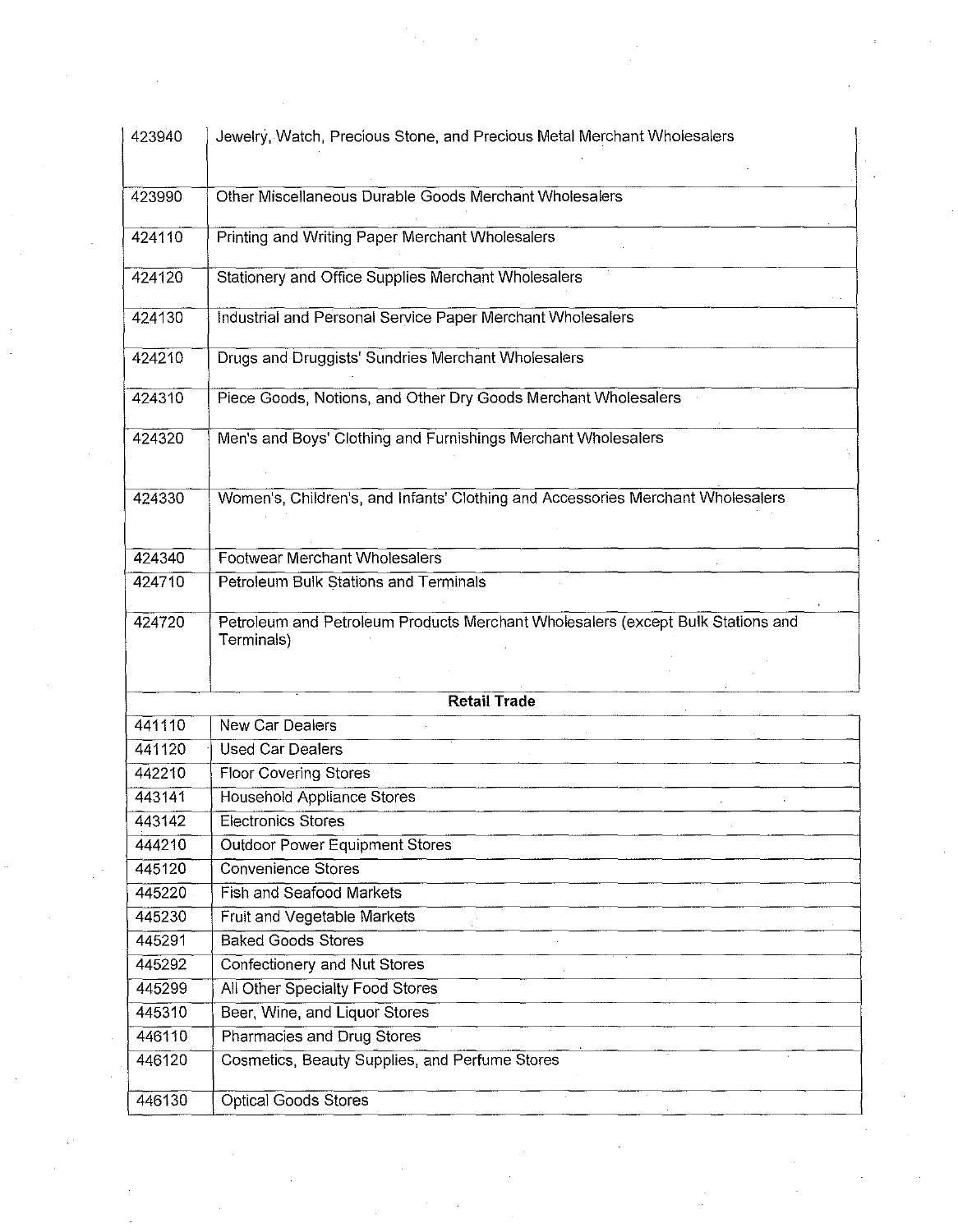| | |
|---|---|
| 423940 | Jewelry, Watch, Precious Stone, and Precious Metal Merchant Wholesalers |
| 423990 | Other Miscellaneous Durable Goods Merchant Wholesalers |
| 424110 | Printing and Writing Paper Merchant Wholesalers |
| 424120 | Stationery and Office Supplies Merchant Wholesalers |
| 424130 | Industrial and Personal Service Paper Merchant Wholesalers |
| 424210 | Drugs and Druggists' Sundries Merchant Wholesalers |
| 424310 | Piece Goods, Notions, and Other Dry Goods Merchant Wholesalers |
| 424320 | Men's and Boys' Clothing and Furnishings Merchant Wholesalers |
| 424330 | Women's, Children's, and Infants' Clothing and Accessories Merchant Wholesalers |
| 424340 | Footwear Merchant Wholesalers |
| 424710 | Petroleum Bulk Stations and Terminals |
| 424720 | Petroleum and Petroleum Products Merchant Wholesalers (except Bulk Stations and Terminals) |
| | **Retail Trade** |
| 441110 | New Car Dealers |
| 441120 | Used Car Dealers |
| 442210 | Floor Covering Stores |
| 443141 | Household Appliance Stores |
| 443142 | Electronics Stores |
| 444210 | Outdoor Power Equipment Stores |
| 445120 | Convenience Stores |
| 445220 | Fish and Seafood Markets |
| 445230 | Fruit and Vegetable Markets |
| 445291 | Baked Goods Stores |
| 445292 | Confectionery and Nut Stores |
| 445299 | All Other Specialty Food Stores |
| 445310 | Beer, Wine, and Liquor Stores |
| 446110 | Pharmacies and Drug Stores |
| 446120 | Cosmetics, Beauty Supplies, and Perfume Stores |
| 446130 | Optical Goods Stores |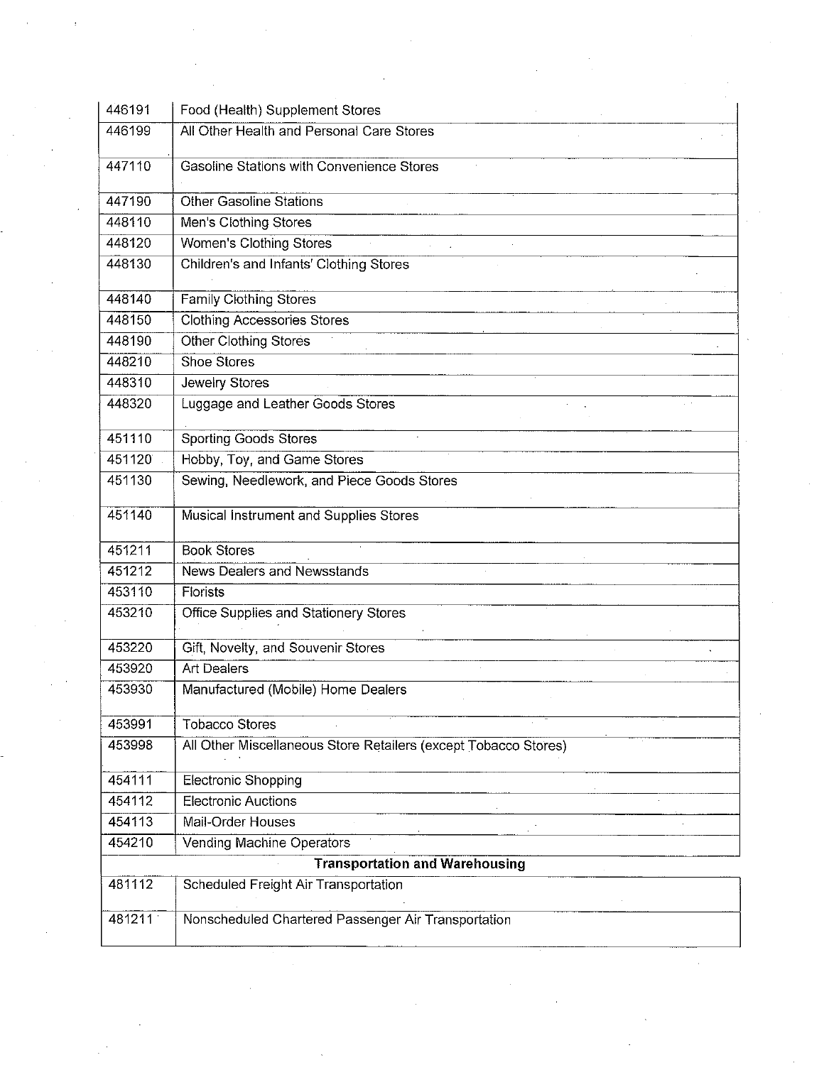| | |
|---|---|
| 446191 | Food (Health) Supplement Stores |
| 446199 | All Other Health and Personal Care Stores |
| 447110 | Gasoline Stations with Convenience Stores |
| 447190 | Other Gasoline Stations |
| 448110 | Men's Clothing Stores |
| 448120 | Women's Clothing Stores |
| 448130 | Children's and Infants' Clothing Stores |
| 448140 | Family Clothing Stores |
| 448150 | Clothing Accessories Stores |
| 448190 | Other Clothing Stores |
| 448210 | Shoe Stores |
| 448310 | Jewelry Stores |
| 448320 | Luggage and Leather Goods Stores |
| 451110 | Sporting Goods Stores |
| 451120 | Hobby, Toy, and Game Stores |
| 451130 | Sewing, Needlework, and Piece Goods Stores |
| 451140 | Musical Instrument and Supplies Stores |
| 451211 | Book Stores |
| 451212 | News Dealers and Newsstands |
| 453110 | Florists |
| 453210 | Office Supplies and Stationery Stores |
| 453220 | Gift, Novelty, and Souvenir Stores |
| 453920 | Art Dealers |
| 453930 | Manufactured (Mobile) Home Dealers |
| 453991 | Tobacco Stores |
| 453998 | All Other Miscellaneous Store Retailers (except Tobacco Stores) |
| 454111 | Electronic Shopping |
| 454112 | Electronic Auctions |
| 454113 | Mail-Order Houses |
| 454210 | Vending Machine Operators |
| | **Transportation and Warehousing** |
| 481112 | Scheduled Freight Air Transportation |
| 481211 | Nonscheduled Chartered Passenger Air Transportation |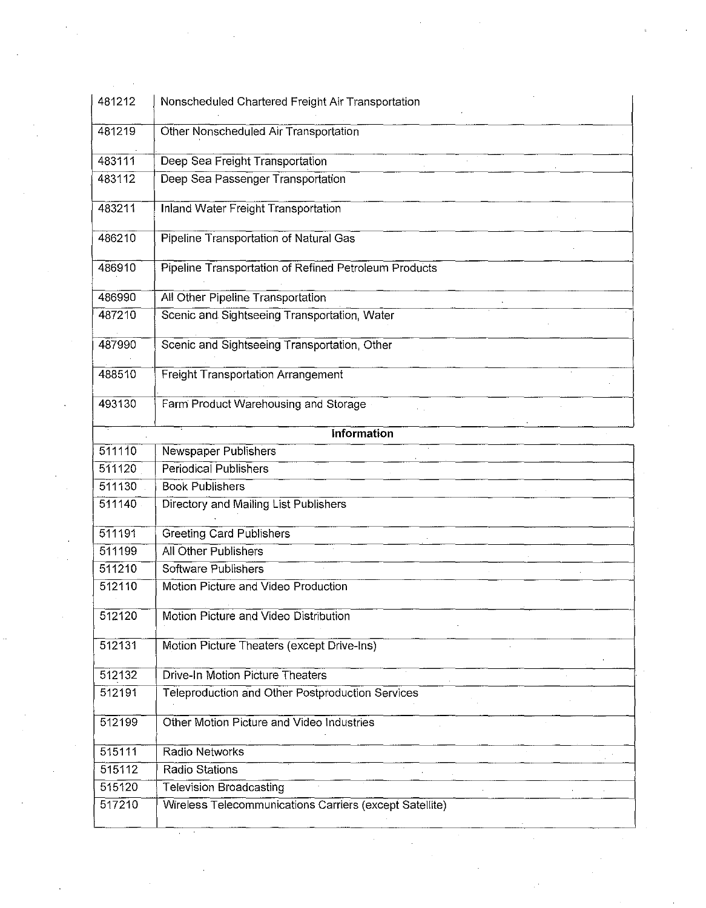| | |
|---|---|
| 481212 | Nonscheduled Chartered Freight Air Transportation |
| 481219 | Other Nonscheduled Air Transportation |
| 483111 | Deep Sea Freight Transportation |
| 483112 | Deep Sea Passenger Transportation |
| 483211 | Inland Water Freight Transportation |
| 486210 | Pipeline Transportation of Natural Gas |
| 486910 | Pipeline Transportation of Refined Petroleum Products |
| 486990 | All Other Pipeline Transportation |
| 487210 | Scenic and Sightseeing Transportation, Water |
| 487990 | Scenic and Sightseeing Transportation, Other |
| 488510 | Freight Transportation Arrangement |
| 493130 | Farm Product Warehousing and Storage |
| | **Information** |
| 511110 | Newspaper Publishers |
| 511120 | Periodical Publishers |
| 511130 | Book Publishers |
| 511140 | Directory and Mailing List Publishers |
| 511191 | Greeting Card Publishers |
| 511199 | All Other Publishers |
| 511210 | Software Publishers |
| 512110 | Motion Picture and Video Production |
| 512120 | Motion Picture and Video Distribution |
| 512131 | Motion Picture Theaters (except Drive-Ins) |
| 512132 | Drive-In Motion Picture Theaters |
| 512191 | Teleproduction and Other Postproduction Services |
| 512199 | Other Motion Picture and Video Industries |
| 515111 | Radio Networks |
| 515112 | Radio Stations |
| 515120 | Television Broadcasting |
| 517210 | Wireless Telecommunications Carriers (except Satellite) |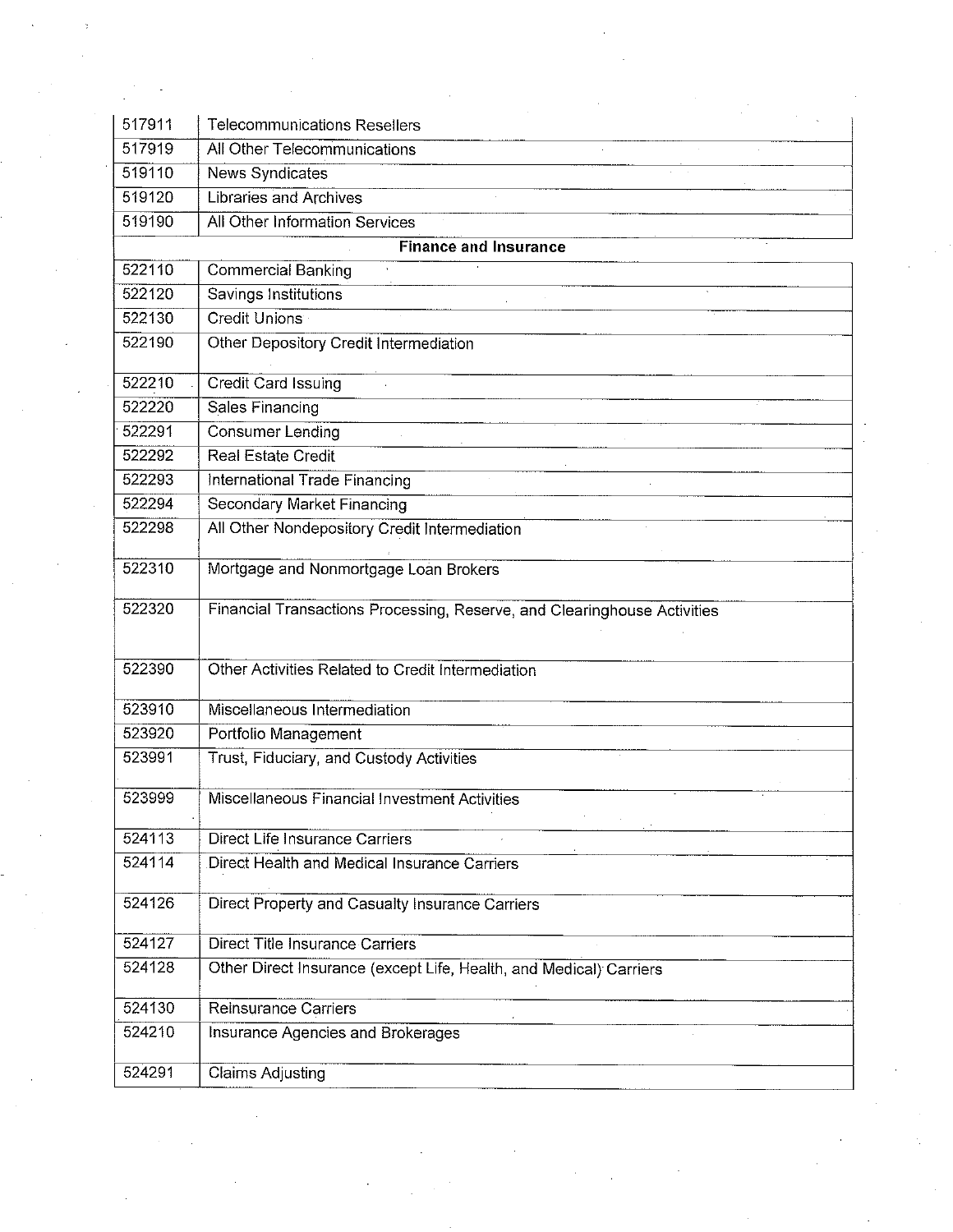| | |
|---|---|
| 517911 | Telecommunications Resellers |
| 517919 | All Other Telecommunications |
| 519110 | News Syndicates |
| 519120 | Libraries and Archives |
| 519190 | All Other Information Services |
| **Finance and Insurance** | |
| 522110 | Commercial Banking |
| 522120 | Savings Institutions |
| 522130 | Credit Unions |
| 522190 | Other Depository Credit Intermediation |
| 522210 | Credit Card Issuing |
| 522220 | Sales Financing |
| 522291 | Consumer Lending |
| 522292 | Real Estate Credit |
| 522293 | International Trade Financing |
| 522294 | Secondary Market Financing |
| 522298 | All Other Nondepository Credit Intermediation |
| 522310 | Mortgage and Nonmortgage Loan Brokers |
| 522320 | Financial Transactions Processing, Reserve, and Clearinghouse Activities |
| 522390 | Other Activities Related to Credit Intermediation |
| 523910 | Miscellaneous Intermediation |
| 523920 | Portfolio Management |
| 523991 | Trust, Fiduciary, and Custody Activities |
| 523999 | Miscellaneous Financial Investment Activities |
| 524113 | Direct Life Insurance Carriers |
| 524114 | Direct Health and Medical Insurance Carriers |
| 524126 | Direct Property and Casualty Insurance Carriers |
| 524127 | Direct Title Insurance Carriers |
| 524128 | Other Direct Insurance (except Life, Health, and Medical) Carriers |
| 524130 | Reinsurance Carriers |
| 524210 | Insurance Agencies and Brokerages |
| 524291 | Claims Adjusting |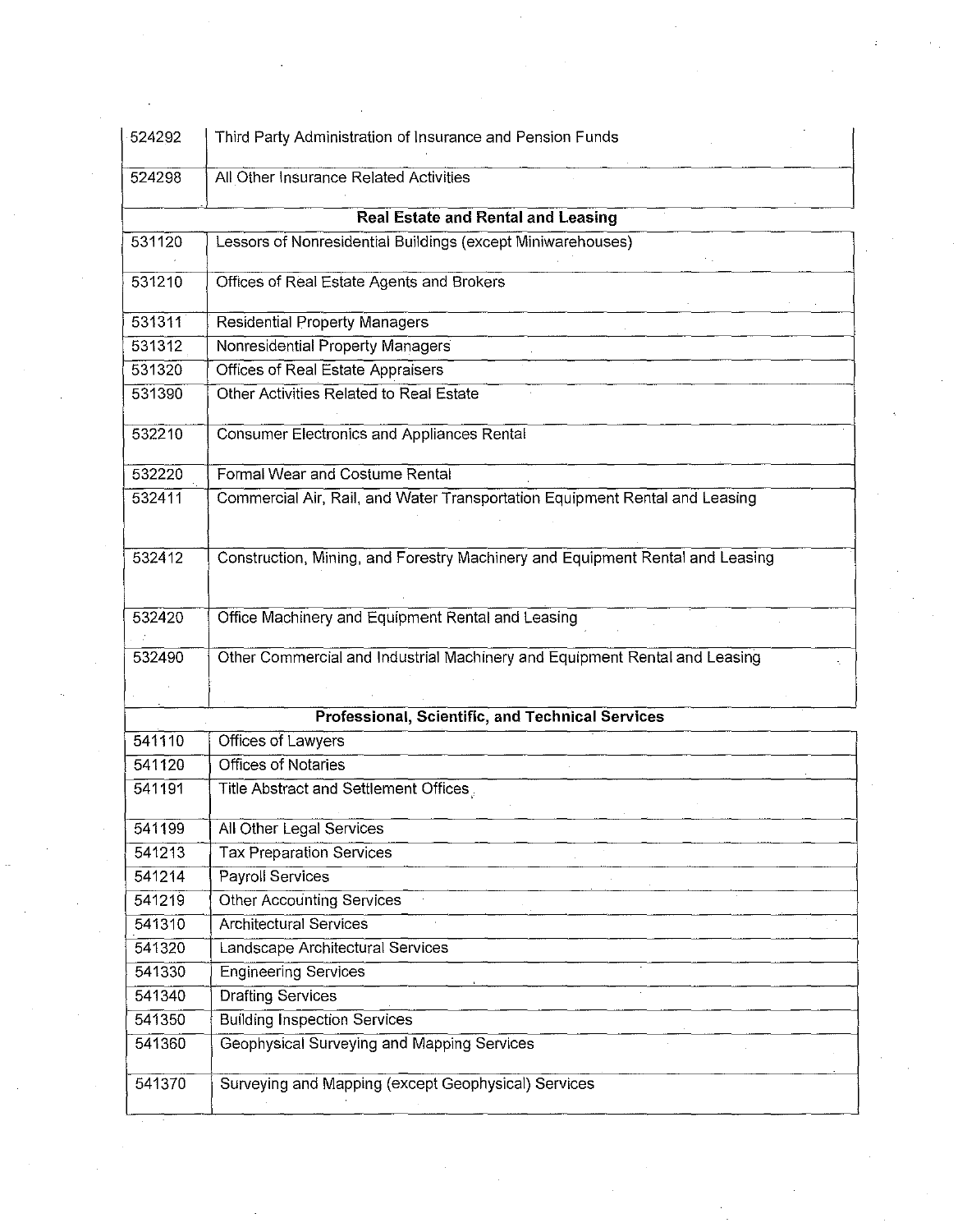| | |
|---|---|
| 524292 | Third Party Administration of Insurance and Pension Funds |
| 524298 | All Other Insurance Related Activities |
| | **Real Estate and Rental and Leasing** |
| 531120 | Lessors of Nonresidential Buildings (except Miniwarehouses) |
| 531210 | Offices of Real Estate Agents and Brokers |
| 531311 | Residential Property Managers |
| 531312 | Nonresidential Property Managers |
| 531320 | Offices of Real Estate Appraisers |
| 531390 | Other Activities Related to Real Estate |
| 532210 | Consumer Electronics and Appliances Rental |
| 532220 | Formal Wear and Costume Rental |
| 532411 | Commercial Air, Rail, and Water Transportation Equipment Rental and Leasing |
| 532412 | Construction, Mining, and Forestry Machinery and Equipment Rental and Leasing |
| 532420 | Office Machinery and Equipment Rental and Leasing |
| 532490 | Other Commercial and Industrial Machinery and Equipment Rental and Leasing |
| | **Professional, Scientific, and Technical Services** |
| 541110 | Offices of Lawyers |
| 541120 | Offices of Notaries |
| 541191 | Title Abstract and Settlement Offices |
| 541199 | All Other Legal Services |
| 541213 | Tax Preparation Services |
| 541214 | Payroll Services |
| 541219 | Other Accounting Services |
| 541310 | Architectural Services |
| 541320 | Landscape Architectural Services |
| 541330 | Engineering Services |
| 541340 | Drafting Services |
| 541350 | Building Inspection Services |
| 541360 | Geophysical Surveying and Mapping Services |
| 541370 | Surveying and Mapping (except Geophysical) Services |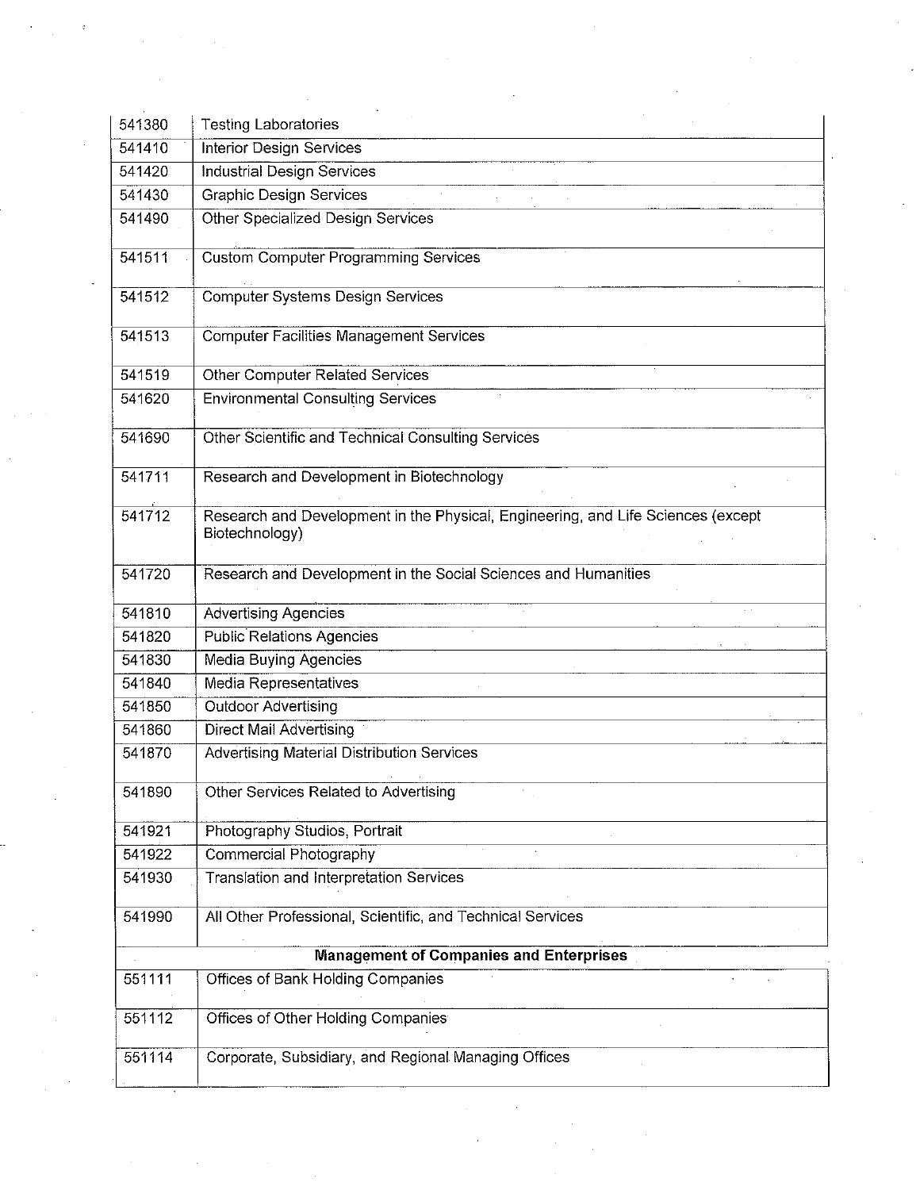| 541380 | Testing Laboratories |
|---|---|
| 541410 | Interior Design Services |
| 541420 | Industrial Design Services |
| 541430 | Graphic Design Services |
| 541490 | Other Specialized Design Services |
| 541511 | Custom Computer Programming Services |
| 541512 | Computer Systems Design Services |
| 541513 | Computer Facilities Management Services |
| 541519 | Other Computer Related Services |
| 541620 | Environmental Consulting Services |
| 541690 | Other Scientific and Technical Consulting Services |
| 541711 | Research and Development in Biotechnology |
| 541712 | Research and Development in the Physical, Engineering, and Life Sciences (except Biotechnology) |
| 541720 | Research and Development in the Social Sciences and Humanities |
| 541810 | Advertising Agencies |
| 541820 | Public Relations Agencies |
| 541830 | Media Buying Agencies |
| 541840 | Media Representatives |
| 541850 | Outdoor Advertising |
| 541860 | Direct Mail Advertising |
| 541870 | Advertising Material Distribution Services |
| 541890 | Other Services Related to Advertising |
| 541921 | Photography Studios, Portrait |
| 541922 | Commercial Photography |
| 541930 | Translation and Interpretation Services |
| 541990 | All Other Professional, Scientific, and Technical Services |
| | **Management of Companies and Enterprises** |
| 551111 | Offices of Bank Holding Companies |
| 551112 | Offices of Other Holding Companies |
| 551114 | Corporate, Subsidiary, and Regional Managing Offices |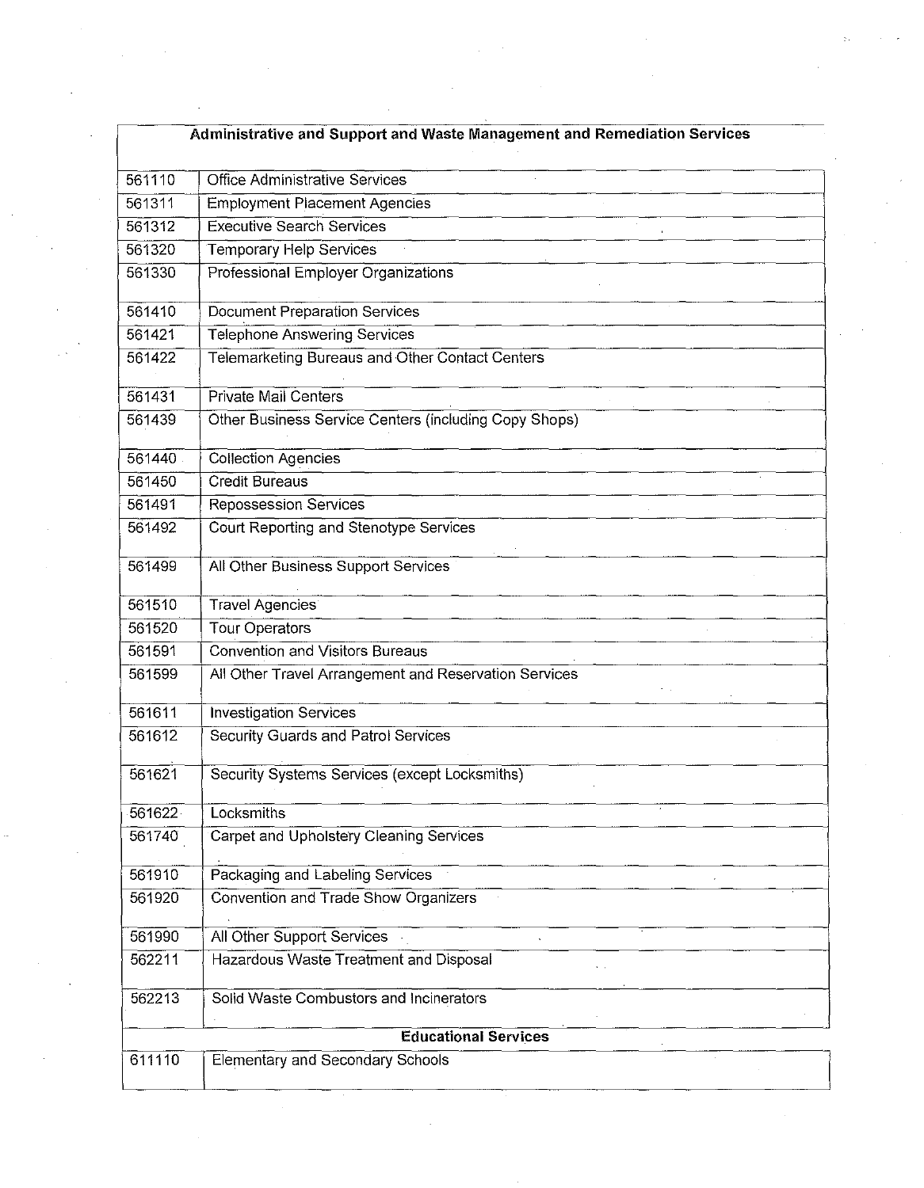| Administrative and Support and Waste Management and Remediation Services | |
|---|---|
| 561110 | Office Administrative Services |
| 561311 | Employment Placement Agencies |
| 561312 | Executive Search Services |
| 561320 | Temporary Help Services |
| 561330 | Professional Employer Organizations |
| 561410 | Document Preparation Services |
| 561421 | Telephone Answering Services |
| 561422 | Telemarketing Bureaus and Other Contact Centers |
| 561431 | Private Mail Centers |
| 561439 | Other Business Service Centers (including Copy Shops) |
| 561440 | Collection Agencies |
| 561450 | Credit Bureaus |
| 561491 | Repossession Services |
| 561492 | Court Reporting and Stenotype Services |
| 561499 | All Other Business Support Services |
| 561510 | Travel Agencies |
| 561520 | Tour Operators |
| 561591 | Convention and Visitors Bureaus |
| 561599 | All Other Travel Arrangement and Reservation Services |
| 561611 | Investigation Services |
| 561612 | Security Guards and Patrol Services |
| 561621 | Security Systems Services (except Locksmiths) |
| 561622 | Locksmiths |
| 561740 | Carpet and Upholstery Cleaning Services |
| 561910 | Packaging and Labeling Services |
| 561920 | Convention and Trade Show Organizers |
| 561990 | All Other Support Services |
| 562211 | Hazardous Waste Treatment and Disposal |
| 562213 | Solid Waste Combustors and Incinerators |
| **Educational Services** | |
| 611110 | Elementary and Secondary Schools |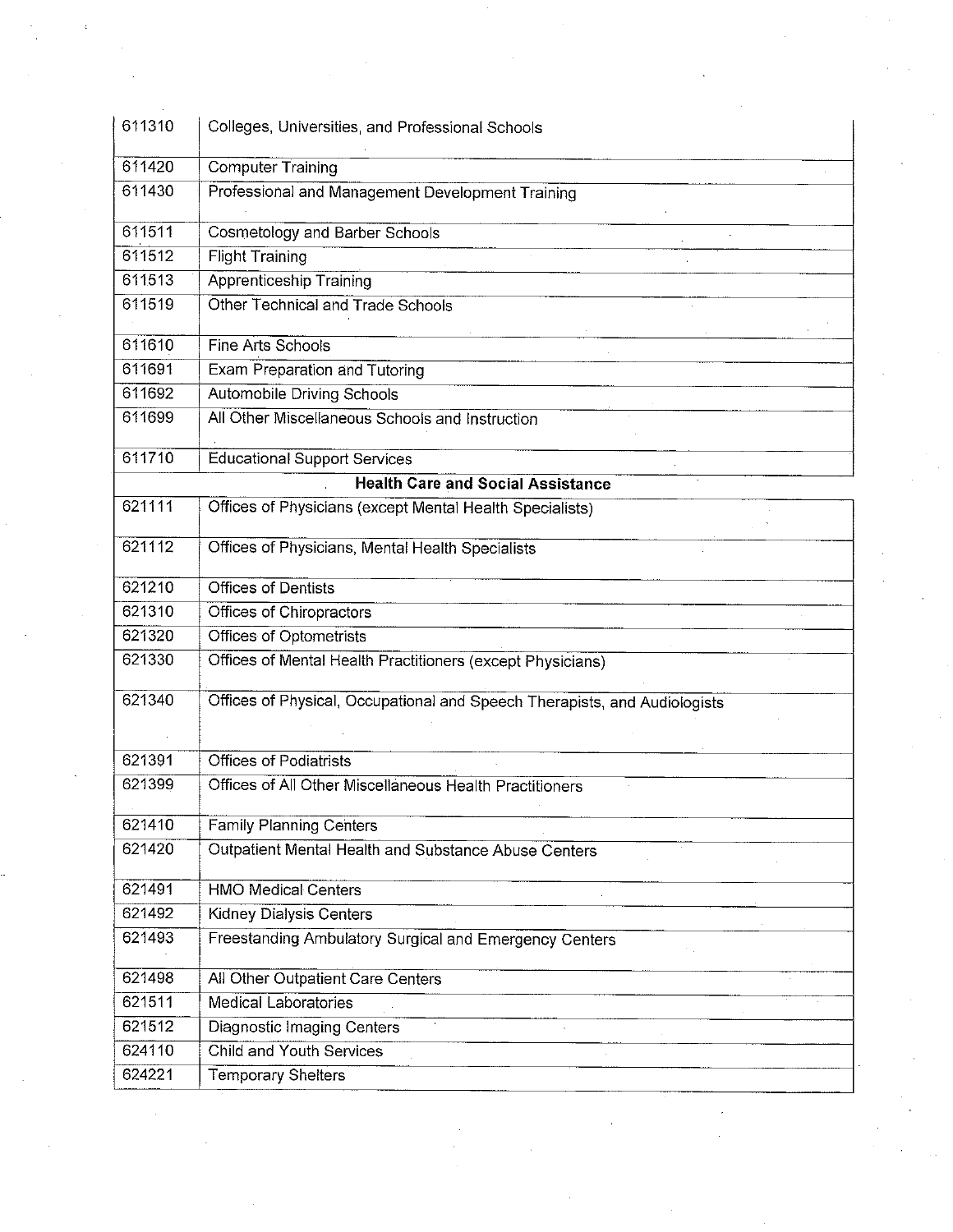| | |
|---|---|
| 611310 | Colleges, Universities, and Professional Schools |
| 611420 | Computer Training |
| 611430 | Professional and Management Development Training |
| 611511 | Cosmetology and Barber Schools |
| 611512 | Flight Training |
| 611513 | Apprenticeship Training |
| 611519 | Other Technical and Trade Schools |
| 611610 | Fine Arts Schools |
| 611691 | Exam Preparation and Tutoring |
| 611692 | Automobile Driving Schools |
| 611699 | All Other Miscellaneous Schools and Instruction |
| 611710 | Educational Support Services |
| | **Health Care and Social Assistance** |
| 621111 | Offices of Physicians (except Mental Health Specialists) |
| 621112 | Offices of Physicians, Mental Health Specialists |
| 621210 | Offices of Dentists |
| 621310 | Offices of Chiropractors |
| 621320 | Offices of Optometrists |
| 621330 | Offices of Mental Health Practitioners (except Physicians) |
| 621340 | Offices of Physical, Occupational and Speech Therapists, and Audiologists |
| 621391 | Offices of Podiatrists |
| 621399 | Offices of All Other Miscellaneous Health Practitioners |
| 621410 | Family Planning Centers |
| 621420 | Outpatient Mental Health and Substance Abuse Centers |
| 621491 | HMO Medical Centers |
| 621492 | Kidney Dialysis Centers |
| 621493 | Freestanding Ambulatory Surgical and Emergency Centers |
| 621498 | All Other Outpatient Care Centers |
| 621511 | Medical Laboratories |
| 621512 | Diagnostic Imaging Centers |
| 624110 | Child and Youth Services |
| 624221 | Temporary Shelters |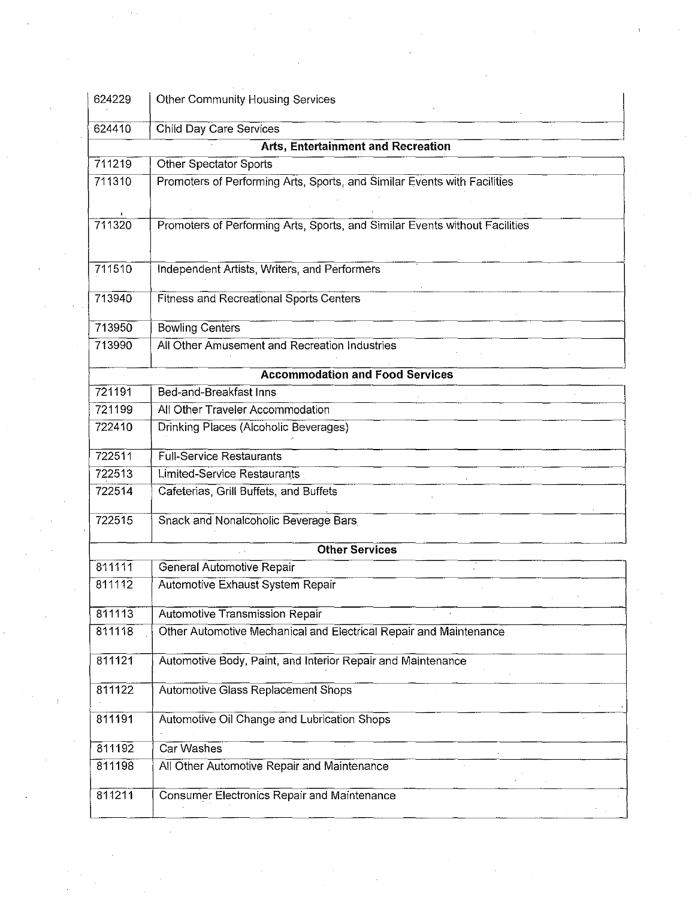| | |
|---|---|
| 624229 | Other Community Housing Services |
| 624410 | Child Day Care Services |
| | **Arts, Entertainment and Recreation** |
| 711219 | Other Spectator Sports |
| 711310 | Promoters of Performing Arts, Sports, and Similar Events with Facilities |
| 711320 | Promoters of Performing Arts, Sports, and Similar Events without Facilities |
| 711510 | Independent Artists, Writers, and Performers |
| 713940 | Fitness and Recreational Sports Centers |
| 713950 | Bowling Centers |
| 713990 | All Other Amusement and Recreation Industries |
| | **Accommodation and Food Services** |
| 721191 | Bed-and-Breakfast Inns |
| 721199 | All Other Traveler Accommodation |
| 722410 | Drinking Places (Alcoholic Beverages) |
| 722511 | Full-Service Restaurants |
| 722513 | Limited-Service Restaurants |
| 722514 | Cafeterias, Grill Buffets, and Buffets |
| 722515 | Snack and Nonalcoholic Beverage Bars |
| | **Other Services** |
| 811111 | General Automotive Repair |
| 811112 | Automotive Exhaust System Repair |
| 811113 | Automotive Transmission Repair |
| 811118 | Other Automotive Mechanical and Electrical Repair and Maintenance |
| 811121 | Automotive Body, Paint, and Interior Repair and Maintenance |
| 811122 | Automotive Glass Replacement Shops |
| 811191 | Automotive Oil Change and Lubrication Shops |
| 811192 | Car Washes |
| 811198 | All Other Automotive Repair and Maintenance |
| 811211 | Consumer Electronics Repair and Maintenance |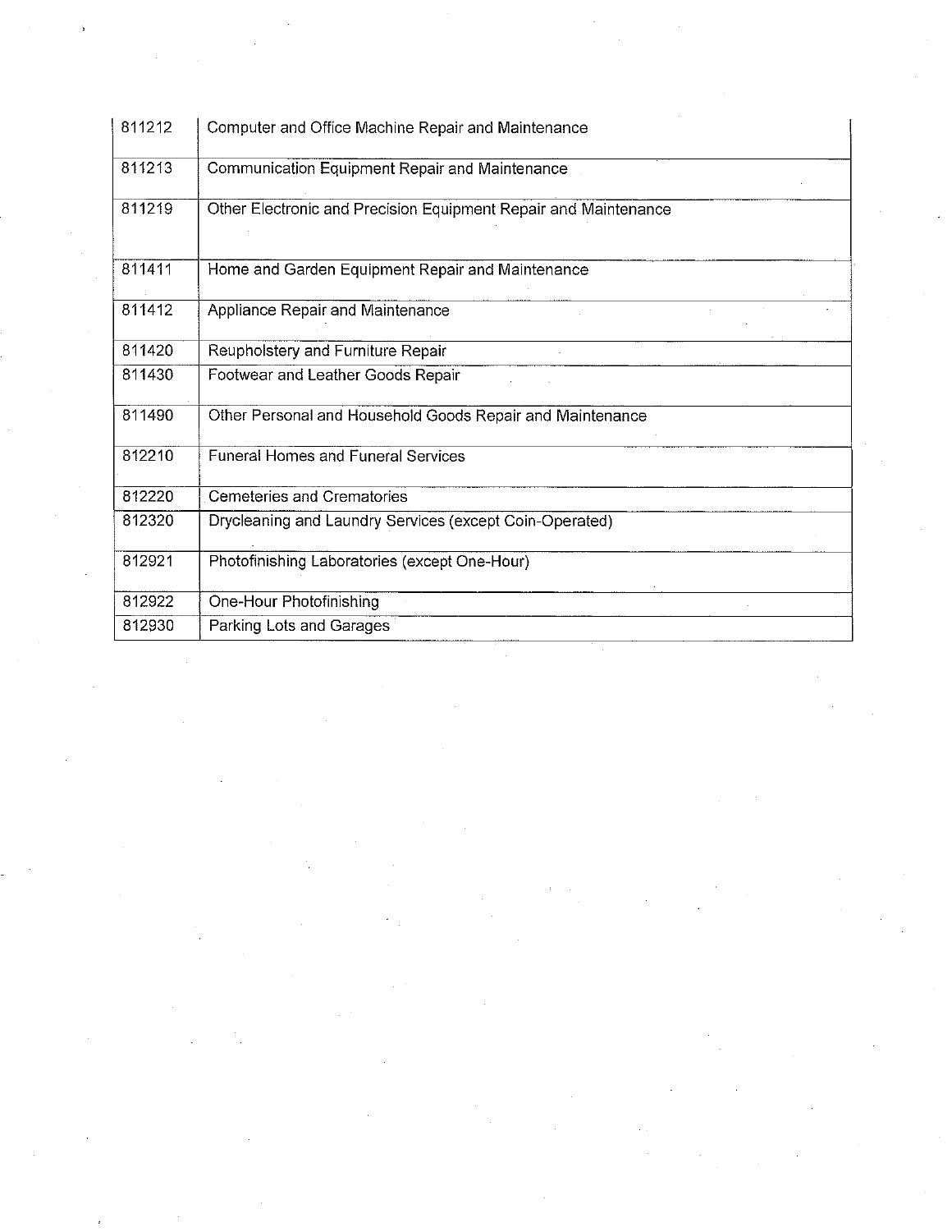| | |
|---|---|
| 811212 | Computer and Office Machine Repair and Maintenance |
| 811213 | Communication Equipment Repair and Maintenance |
| 811219 | Other Electronic and Precision Equipment Repair and Maintenance |
| 811411 | Home and Garden Equipment Repair and Maintenance |
| 811412 | Appliance Repair and Maintenance |
| 811420 | Reupholstery and Furniture Repair |
| 811430 | Footwear and Leather Goods Repair |
| 811490 | Other Personal and Household Goods Repair and Maintenance |
| 812210 | Funeral Homes and Funeral Services |
| 812220 | Cemeteries and Crematories |
| 812320 | Drycleaning and Laundry Services (except Coin-Operated) |
| 812921 | Photofinishing Laboratories (except One-Hour) |
| 812922 | One-Hour Photofinishing |
| 812930 | Parking Lots and Garages |